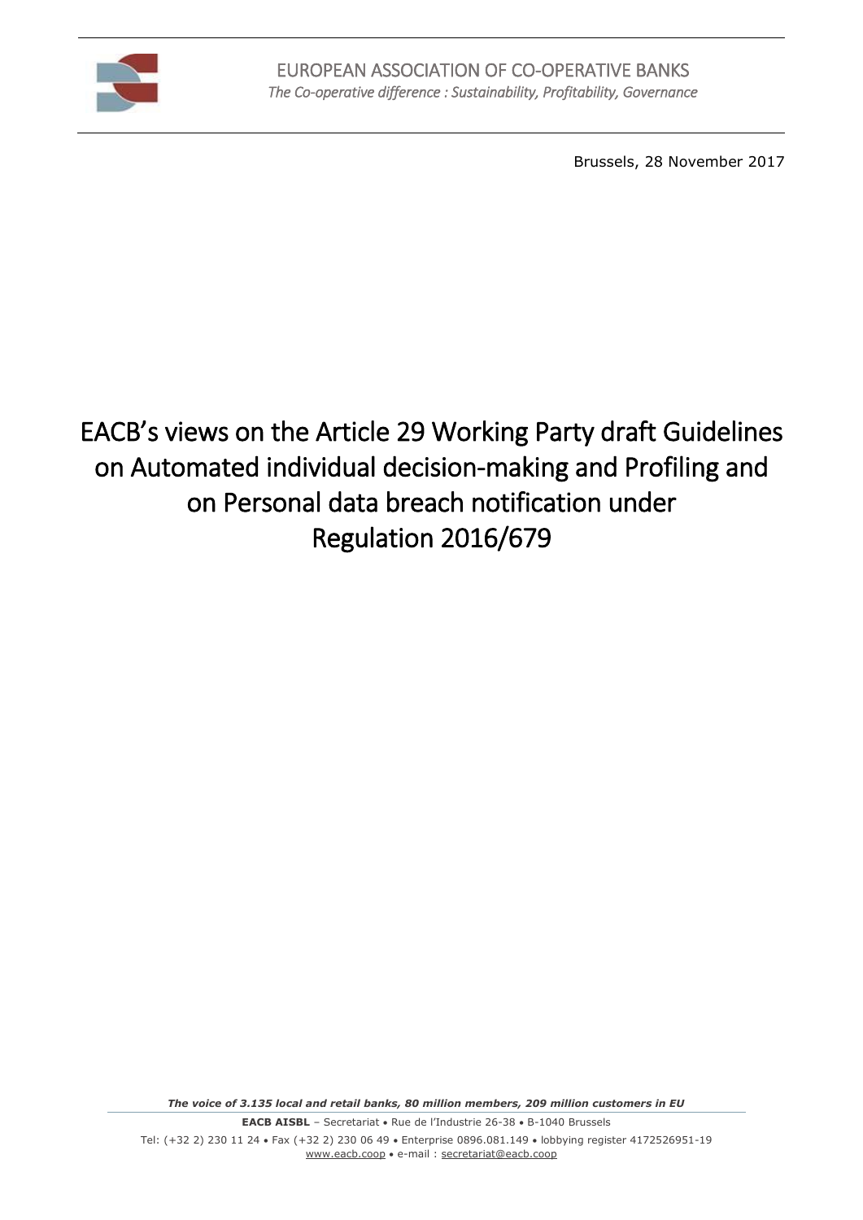EUROPEAN ASSOCIATION OF CO-OPERATIVE BANKS
*The Co-operative difference : Sustainability, Profitability, Governance*

Brussels, 28 November 2017

# EACB's views on the Article 29 Working Party draft Guidelines on Automated individual decision-making and Profiling and on Personal data breach notification under Regulation 2016/679

***The voice of 3.135 local and retail banks, 80 million members, 209 million customers in EU***

**EACB AISBL** – Secretariat • Rue de l'Industrie 26-38 • B-1040 Brussels
Tel: (+32 2) 230 11 24 • Fax (+32 2) 230 06 49 • Enterprise 0896.081.149 • lobbying register 4172526951-19
www.eacb.coop • e-mail : secretariat@eacb.coop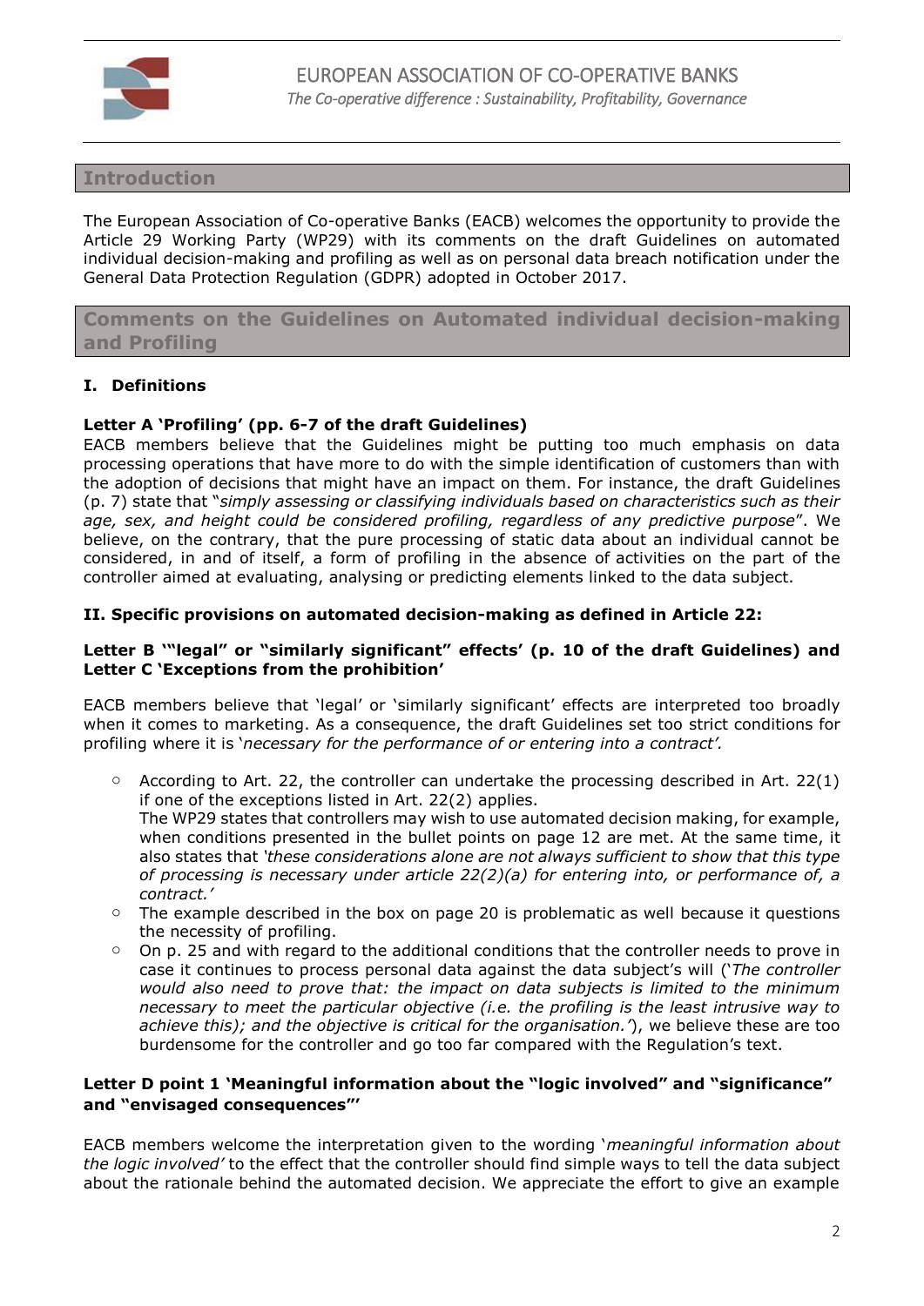## Introduction

The European Association of Co-operative Banks (EACB) welcomes the opportunity to provide the Article 29 Working Party (WP29) with its comments on the draft Guidelines on automated individual decision-making and profiling as well as on personal data breach notification under the General Data Protection Regulation (GDPR) adopted in October 2017.

## Comments on the Guidelines on Automated individual decision-making and Profiling

### I. Definitions

**Letter A 'Profiling' (pp. 6-7 of the draft Guidelines)**

EACB members believe that the Guidelines might be putting too much emphasis on data processing operations that have more to do with the simple identification of customers than with the adoption of decisions that might have an impact on them. For instance, the draft Guidelines (p. 7) state that "*simply assessing or classifying individuals based on characteristics such as their age, sex, and height could be considered profiling, regardless of any predictive purpose*". We believe, on the contrary, that the pure processing of static data about an individual cannot be considered, in and of itself, a form of profiling in the absence of activities on the part of the controller aimed at evaluating, analysing or predicting elements linked to the data subject.

### II. Specific provisions on automated decision-making as defined in Article 22:

**Letter B '"legal" or "similarly significant" effects' (p. 10 of the draft Guidelines) and Letter C 'Exceptions from the prohibition'**

EACB members believe that 'legal' or 'similarly significant' effects are interpreted too broadly when it comes to marketing. As a consequence, the draft Guidelines set too strict conditions for profiling where it is '*necessary for the performance of or entering into a contract'.*

- According to Art. 22, the controller can undertake the processing described in Art. 22(1) if one of the exceptions listed in Art. 22(2) applies.
  The WP29 states that controllers may wish to use automated decision making, for example, when conditions presented in the bullet points on page 12 are met. At the same time, it also states that *'these considerations alone are not always sufficient to show that this type of processing is necessary under article 22(2)(a) for entering into, or performance of, a contract.'*
- The example described in the box on page 20 is problematic as well because it questions the necessity of profiling.
- On p. 25 and with regard to the additional conditions that the controller needs to prove in case it continues to process personal data against the data subject's will ('*The controller would also need to prove that: the impact on data subjects is limited to the minimum necessary to meet the particular objective (i.e. the profiling is the least intrusive way to achieve this); and the objective is critical for the organisation.'*), we believe these are too burdensome for the controller and go too far compared with the Regulation's text.

**Letter D point 1 'Meaningful information about the "logic involved" and "significance" and "envisaged consequences"'**

EACB members welcome the interpretation given to the wording '*meaningful information about the logic involved'* to the effect that the controller should find simple ways to tell the data subject about the rationale behind the automated decision. We appreciate the effort to give an example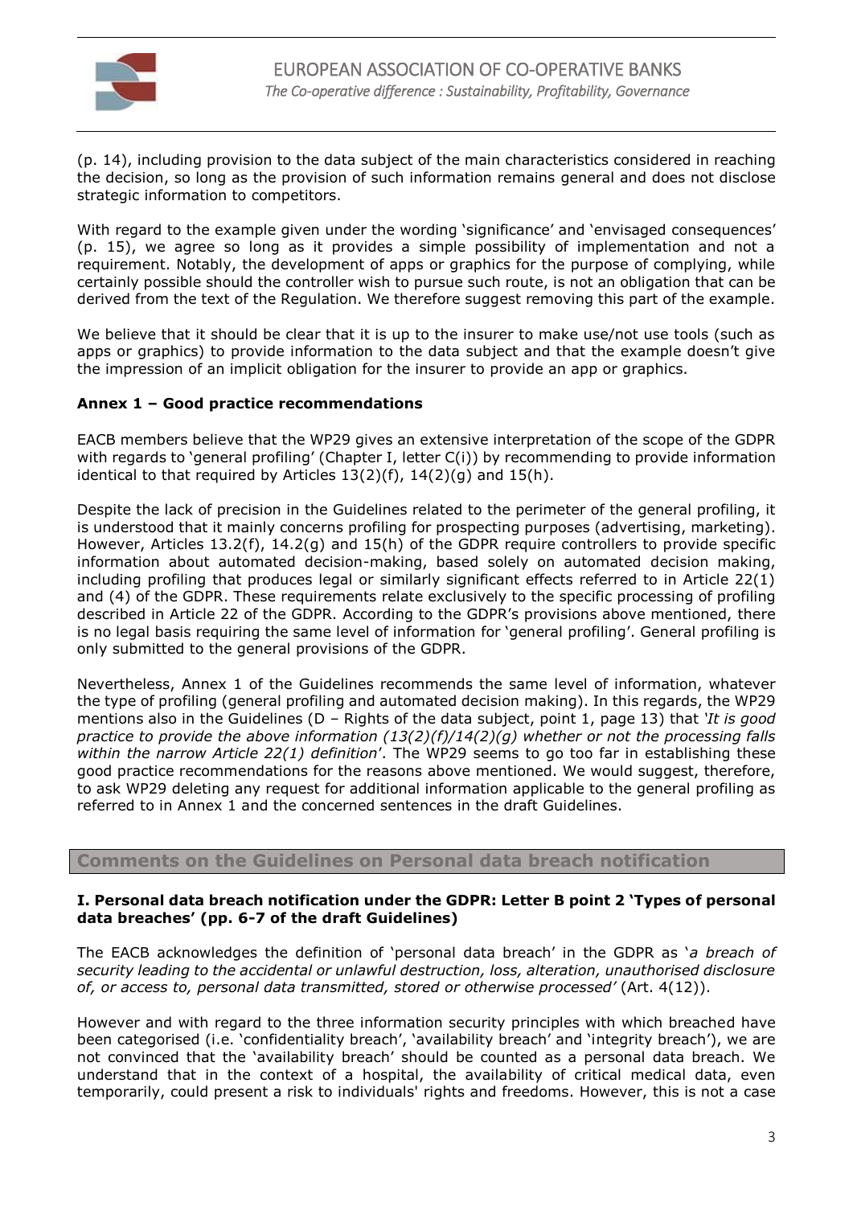(p. 14), including provision to the data subject of the main characteristics considered in reaching the decision, so long as the provision of such information remains general and does not disclose strategic information to competitors.

With regard to the example given under the wording 'significance' and 'envisaged consequences' (p. 15), we agree so long as it provides a simple possibility of implementation and not a requirement. Notably, the development of apps or graphics for the purpose of complying, while certainly possible should the controller wish to pursue such route, is not an obligation that can be derived from the text of the Regulation. We therefore suggest removing this part of the example.

We believe that it should be clear that it is up to the insurer to make use/not use tools (such as apps or graphics) to provide information to the data subject and that the example doesn't give the impression of an implicit obligation for the insurer to provide an app or graphics.

**Annex 1 – Good practice recommendations**

EACB members believe that the WP29 gives an extensive interpretation of the scope of the GDPR with regards to 'general profiling' (Chapter I, letter C(i)) by recommending to provide information identical to that required by Articles 13(2)(f), 14(2)(g) and 15(h).

Despite the lack of precision in the Guidelines related to the perimeter of the general profiling, it is understood that it mainly concerns profiling for prospecting purposes (advertising, marketing). However, Articles 13.2(f), 14.2(g) and 15(h) of the GDPR require controllers to provide specific information about automated decision-making, based solely on automated decision making, including profiling that produces legal or similarly significant effects referred to in Article 22(1) and (4) of the GDPR. These requirements relate exclusively to the specific processing of profiling described in Article 22 of the GDPR. According to the GDPR's provisions above mentioned, there is no legal basis requiring the same level of information for 'general profiling'. General profiling is only submitted to the general provisions of the GDPR.

Nevertheless, Annex 1 of the Guidelines recommends the same level of information, whatever the type of profiling (general profiling and automated decision making). In this regards, the WP29 mentions also in the Guidelines (D – Rights of the data subject, point 1, page 13) that '*It is good practice to provide the above information (13(2)(f)/14(2)(g) whether or not the processing falls within the narrow Article 22(1) definition*'. The WP29 seems to go too far in establishing these good practice recommendations for the reasons above mentioned. We would suggest, therefore, to ask WP29 deleting any request for additional information applicable to the general profiling as referred to in Annex 1 and the concerned sentences in the draft Guidelines.

## Comments on the Guidelines on Personal data breach notification

**I. Personal data breach notification under the GDPR: Letter B point 2 'Types of personal data breaches' (pp. 6-7 of the draft Guidelines)**

The EACB acknowledges the definition of 'personal data breach' in the GDPR as '*a breach of security leading to the accidental or unlawful destruction, loss, alteration, unauthorised disclosure of, or access to, personal data transmitted, stored or otherwise processed'* (Art. 4(12)).

However and with regard to the three information security principles with which breached have been categorised (i.e. 'confidentiality breach', 'availability breach' and 'integrity breach'), we are not convinced that the 'availability breach' should be counted as a personal data breach. We understand that in the context of a hospital, the availability of critical medical data, even temporarily, could present a risk to individuals' rights and freedoms. However, this is not a case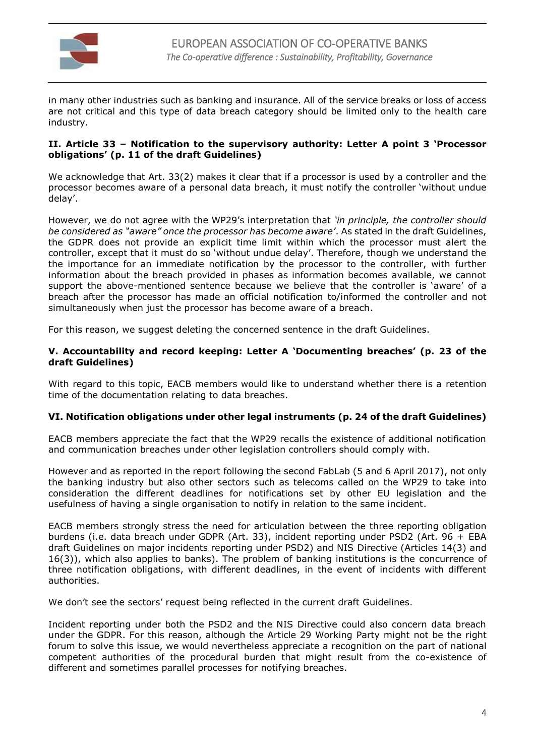in many other industries such as banking and insurance. All of the service breaks or loss of access are not critical and this type of data breach category should be limited only to the health care industry.

**II. Article 33 – Notification to the supervisory authority: Letter A point 3 'Processor obligations' (p. 11 of the draft Guidelines)**

We acknowledge that Art. 33(2) makes it clear that if a processor is used by a controller and the processor becomes aware of a personal data breach, it must notify the controller 'without undue delay'.

However, we do not agree with the WP29's interpretation that *'in principle, the controller should be considered as "aware" once the processor has become aware'*. As stated in the draft Guidelines, the GDPR does not provide an explicit time limit within which the processor must alert the controller, except that it must do so 'without undue delay'. Therefore, though we understand the the importance for an immediate notification by the processor to the controller, with further information about the breach provided in phases as information becomes available, we cannot support the above-mentioned sentence because we believe that the controller is 'aware' of a breach after the processor has made an official notification to/informed the controller and not simultaneously when just the processor has become aware of a breach.

For this reason, we suggest deleting the concerned sentence in the draft Guidelines.

**V. Accountability and record keeping: Letter A 'Documenting breaches' (p. 23 of the draft Guidelines)**

With regard to this topic, EACB members would like to understand whether there is a retention time of the documentation relating to data breaches.

**VI. Notification obligations under other legal instruments (p. 24 of the draft Guidelines)**

EACB members appreciate the fact that the WP29 recalls the existence of additional notification and communication breaches under other legislation controllers should comply with.

However and as reported in the report following the second FabLab (5 and 6 April 2017), not only the banking industry but also other sectors such as telecoms called on the WP29 to take into consideration the different deadlines for notifications set by other EU legislation and the usefulness of having a single organisation to notify in relation to the same incident.

EACB members strongly stress the need for articulation between the three reporting obligation burdens (i.e. data breach under GDPR (Art. 33), incident reporting under PSD2 (Art. 96 + EBA draft Guidelines on major incidents reporting under PSD2) and NIS Directive (Articles 14(3) and 16(3)), which also applies to banks). The problem of banking institutions is the concurrence of three notification obligations, with different deadlines, in the event of incidents with different authorities.

We don't see the sectors' request being reflected in the current draft Guidelines.

Incident reporting under both the PSD2 and the NIS Directive could also concern data breach under the GDPR. For this reason, although the Article 29 Working Party might not be the right forum to solve this issue, we would nevertheless appreciate a recognition on the part of national competent authorities of the procedural burden that might result from the co-existence of different and sometimes parallel processes for notifying breaches.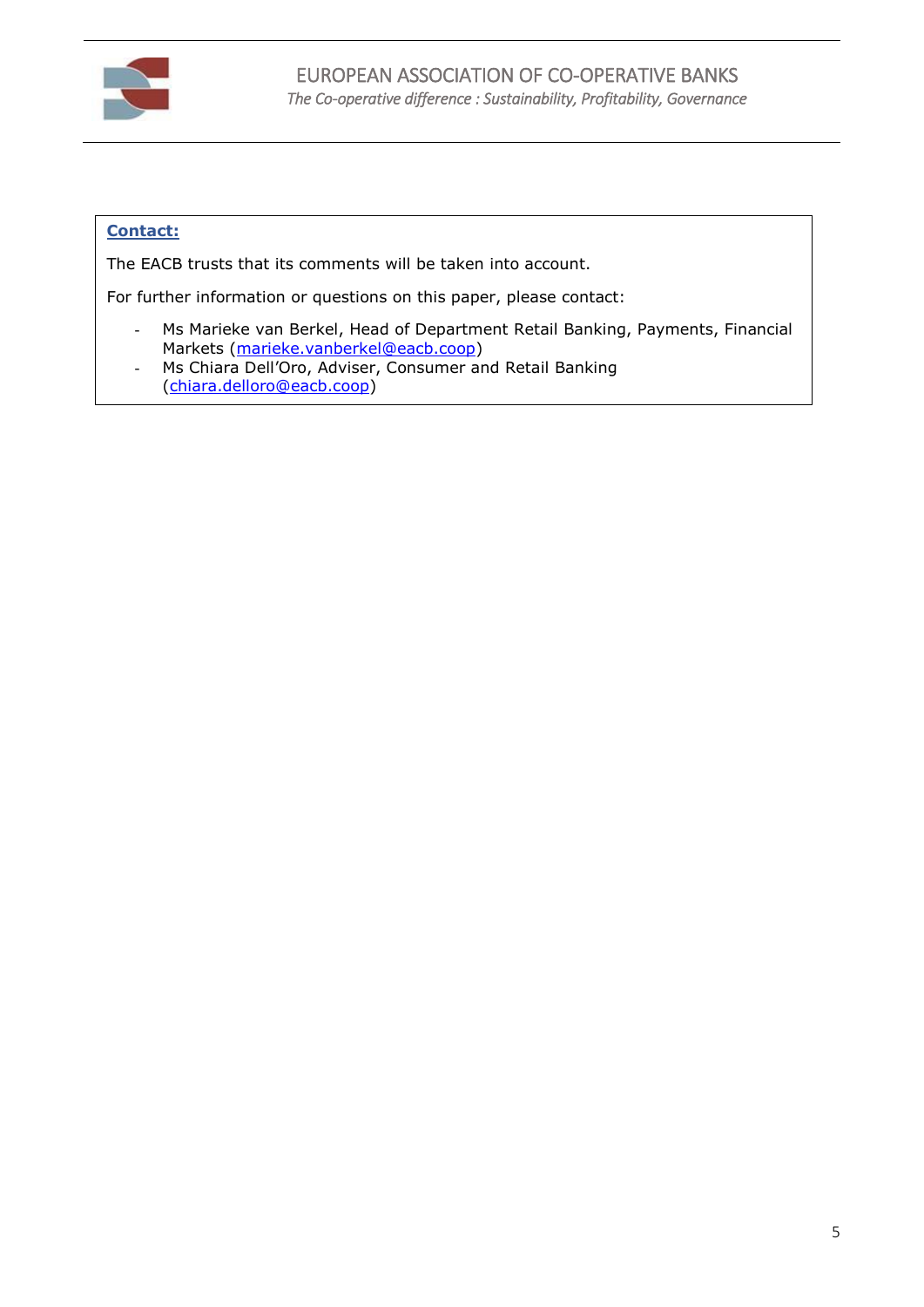**Contact:**

The EACB trusts that its comments will be taken into account.

For further information or questions on this paper, please contact:

- Ms Marieke van Berkel, Head of Department Retail Banking, Payments, Financial Markets (marieke.vanberkel@eacb.coop)
- Ms Chiara Dell'Oro, Adviser, Consumer and Retail Banking (chiara.delloro@eacb.coop)